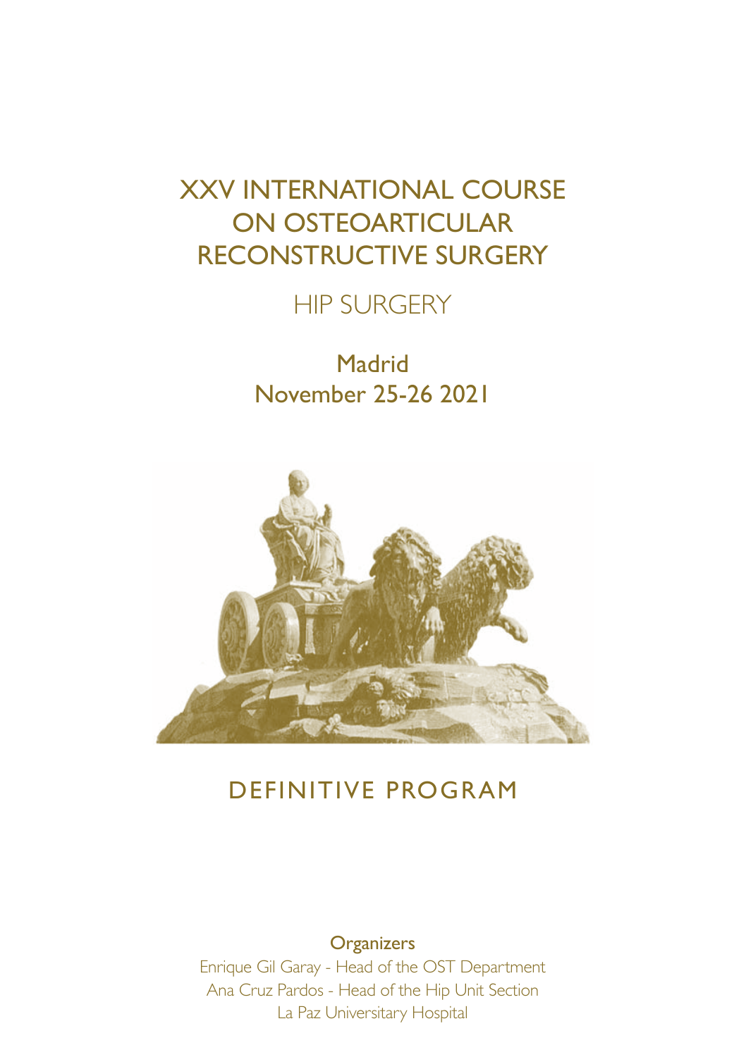# XXV INTERNATIONAL COURSE ON OSTEOARTICULAR RECONSTRUCTIVE SURGERY

## HIP SURGERY

Madrid
November 25-26 2021

## DEFINITIVE PROGRAM

**Organizers**

Enrique Gil Garay - Head of the OST Department
Ana Cruz Pardos - Head of the Hip Unit Section
La Paz Universitary Hospital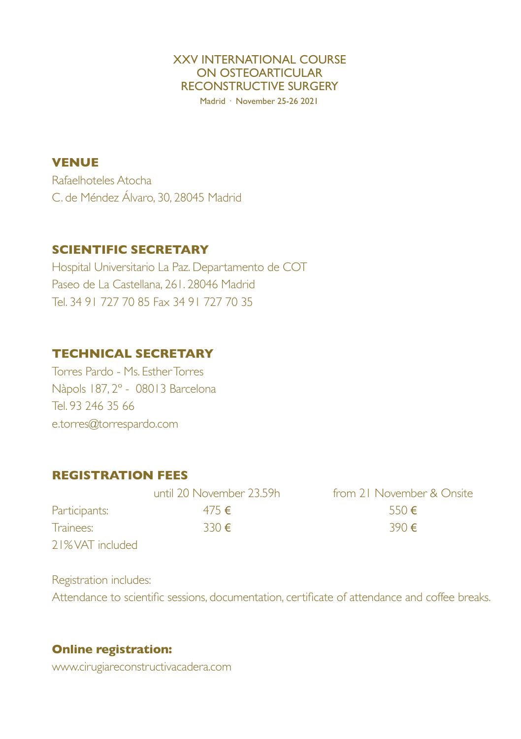XXV INTERNATIONAL COURSE
ON OSTEOARTICULAR
RECONSTRUCTIVE SURGERY

Madrid · November 25-26 2021

## VENUE

Rafaelhoteles Atocha
C. de Méndez Álvaro, 30, 28045 Madrid

## SCIENTIFIC SECRETARY

Hospital Universitario La Paz. Departamento de COT
Paseo de La Castellana, 261. 28046 Madrid
Tel. 34 91 727 70 85 Fax 34 91 727 70 35

## TECHNICAL SECRETARY

Torres Pardo - Ms. Esther Torres
Nàpols 187, 2º - 08013 Barcelona
Tel. 93 246 35 66
e.torres@torrespardo.com

## REGISTRATION FEES

| | until 20 November 23.59h | from 21 November & Onsite |
|---|---|---|
| Participants: | 475 € | 550 € |
| Trainees: | 330 € | 390 € |

21% VAT included

Registration includes:
Attendance to scientific sessions, documentation, certificate of attendance and coffee breaks.

**Online registration:**
www.cirugiareconstructivacadera.com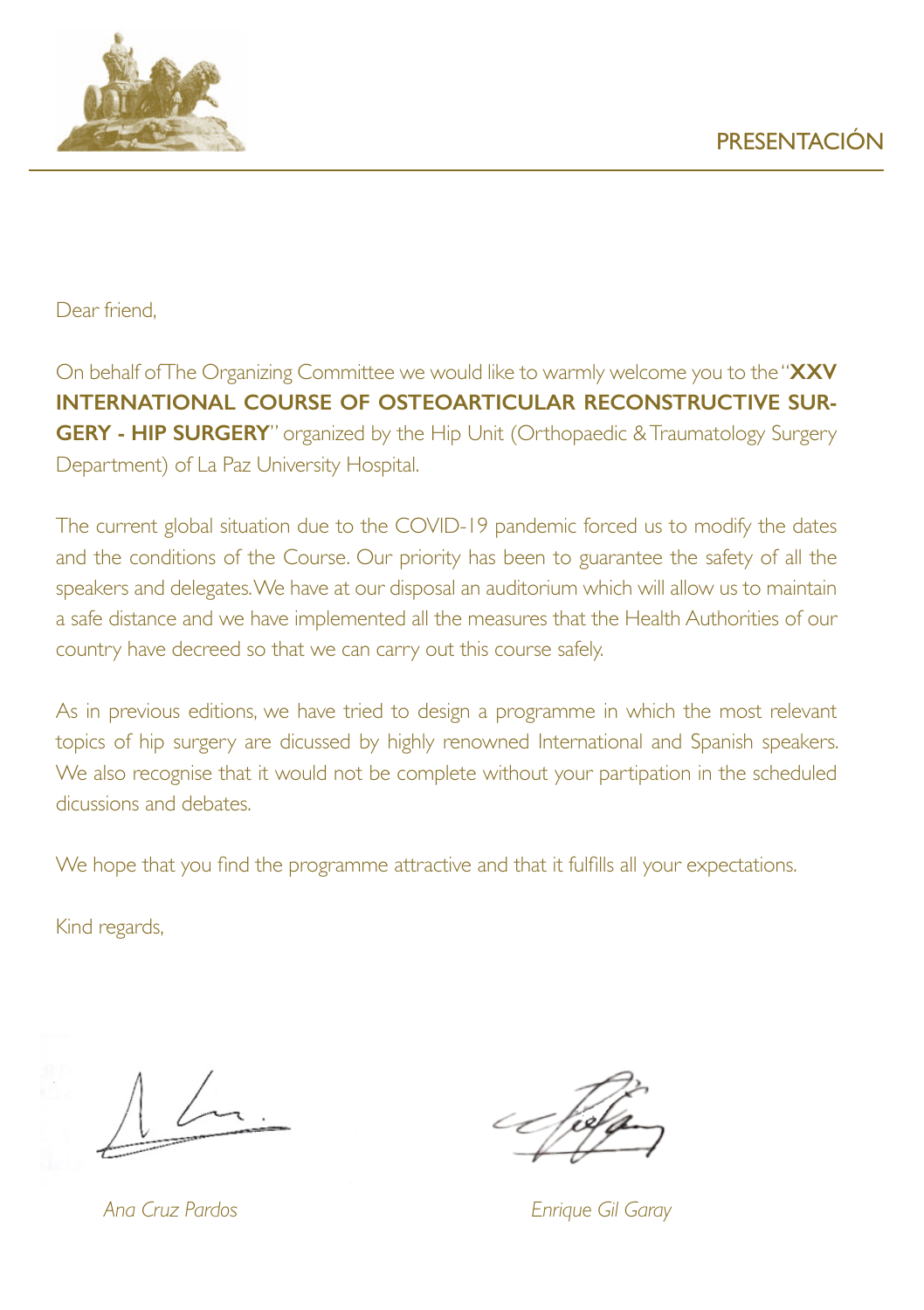# PRESENTACIÓN

Dear friend,

On behalf ofThe Organizing Committee we would like to warmly welcome you to the "**XXV INTERNATIONAL COURSE OF OSTEOARTICULAR RECONSTRUCTIVE SURGERY - HIP SURGERY**" organized by the Hip Unit (Orthopaedic & Traumatology Surgery Department) of La Paz University Hospital.

The current global situation due to the COVID-19 pandemic forced us to modify the dates and the conditions of the Course. Our priority has been to guarantee the safety of all the speakers and delegates. We have at our disposal an auditorium which will allow us to maintain a safe distance and we have implemented all the measures that the Health Authorities of our country have decreed so that we can carry out this course safely.

As in previous editions, we have tried to design a programme in which the most relevant topics of hip surgery are dicussed by highly renowned International and Spanish speakers. We also recognise that it would not be complete without your partipation in the scheduled dicussions and debates.

We hope that you find the programme attractive and that it fulfills all your expectations.

Kind regards,

*Ana Cruz Pardos*

*Enrique Gil Garay*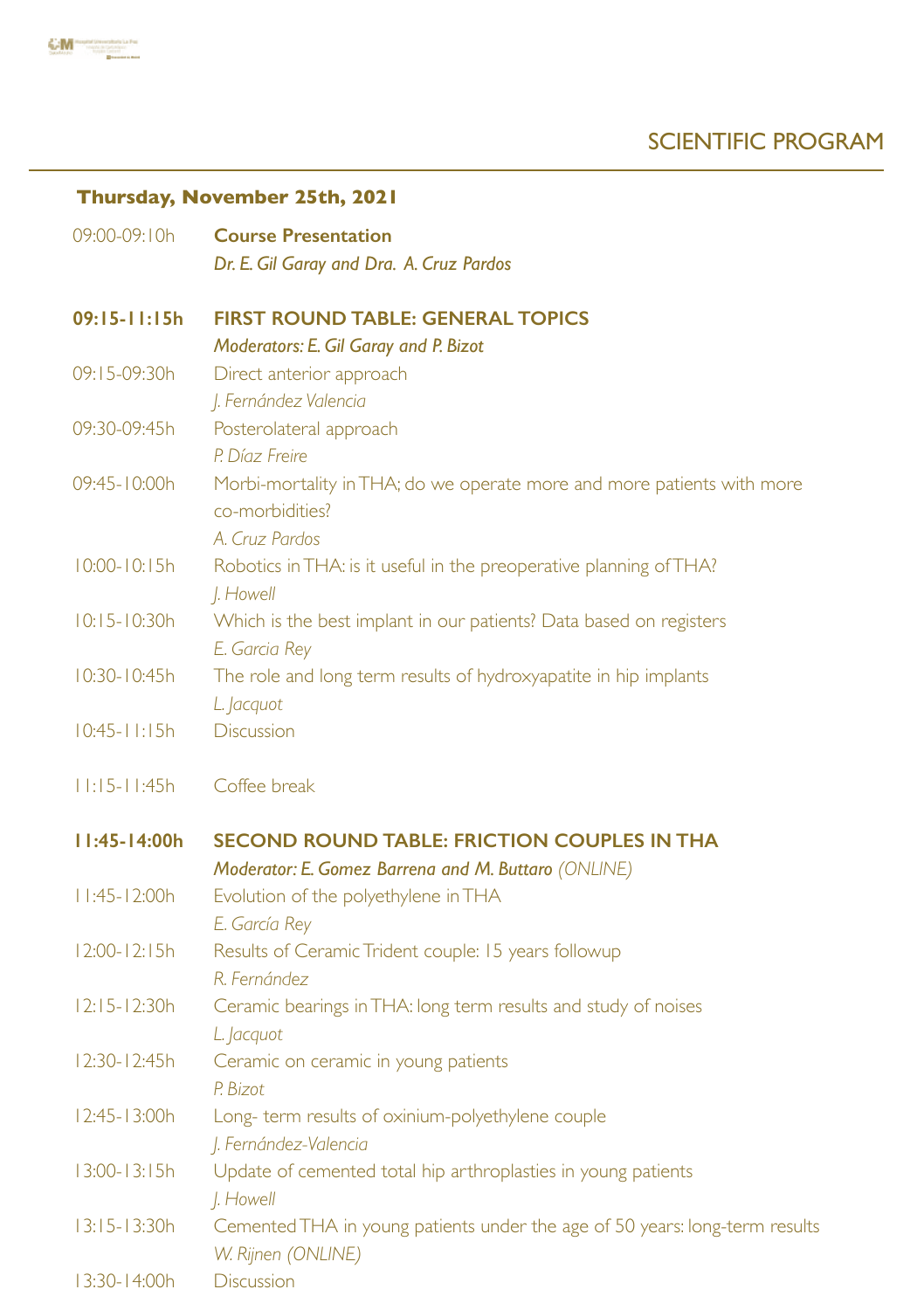# SCIENTIFIC PROGRAM

## Thursday, November 25th, 2021

09:00-09:10h **Course Presentation**
*Dr. E. Gil Garay and Dra. A. Cruz Pardos*

**09:15-11:15h FIRST ROUND TABLE: GENERAL TOPICS**
*Moderators: E. Gil Garay and P. Bizot*

09:15-09:30h Direct anterior approach
*J. Fernández Valencia*

09:30-09:45h Posterolateral approach
*P. Díaz Freire*

09:45-10:00h Morbi-mortality in THA; do we operate more and more patients with more co-morbidities?
*A. Cruz Pardos*

10:00-10:15h Robotics in THA: is it useful in the preoperative planning of THA?
*J. Howell*

10:15-10:30h Which is the best implant in our patients? Data based on registers
*E. Garcia Rey*

10:30-10:45h The role and long term results of hydroxyapatite in hip implants
*L. Jacquot*

10:45-11:15h Discussion

11:15-11:45h Coffee break

**11:45-14:00h SECOND ROUND TABLE: FRICTION COUPLES IN THA**
*Moderator: E. Gomez Barrena and M. Buttaro (ONLINE)*

11:45-12:00h Evolution of the polyethylene in THA
*E. García Rey*

12:00-12:15h Results of Ceramic Trident couple: 15 years followup
*R. Fernández*

12:15-12:30h Ceramic bearings in THA: long term results and study of noises
*L. Jacquot*

12:30-12:45h Ceramic on ceramic in young patients
*P. Bizot*

12:45-13:00h Long- term results of oxinium-polyethylene couple
*J. Fernández-Valencia*

13:00-13:15h Update of cemented total hip arthroplasties in young patients
*J. Howell*

13:15-13:30h Cemented THA in young patients under the age of 50 years: long-term results
*W. Rijnen (ONLINE)*

13:30-14:00h Discussion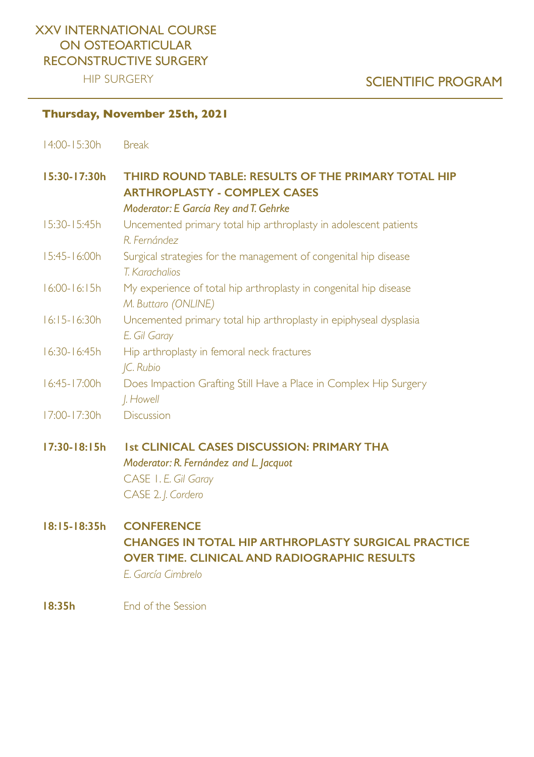# XXV INTERNATIONAL COURSE ON OSTEOARTICULAR RECONSTRUCTIVE SURGERY

HIP SURGERY

## SCIENTIFIC PROGRAM

### Thursday, November 25th, 2021

14:00-15:30h Break

**15:30-17:30h THIRD ROUND TABLE: RESULTS OF THE PRIMARY TOTAL HIP ARTHROPLASTY - COMPLEX CASES**

***Moderator: E García Rey and T. Gehrke***

15:30-15:45h Uncemented primary total hip arthroplasty in adolescent patients
*R. Fernández*

15:45-16:00h Surgical strategies for the management of congenital hip disease
*T. Karachalios*

16:00-16:15h My experience of total hip arthroplasty in congenital hip disease
*M. Buttaro (ONLINE)*

16:15-16:30h Uncemented primary total hip arthroplasty in epiphyseal dysplasia
*E. Gil Garay*

16:30-16:45h Hip arthroplasty in femoral neck fractures
*JC. Rubio*

16:45-17:00h Does Impaction Grafting Still Have a Place in Complex Hip Surgery
*J. Howell*

17:00-17:30h Discussion

**17:30-18:15h 1st CLINICAL CASES DISCUSSION: PRIMARY THA**

***Moderator: R. Fernández and L. Jacquot***

CASE 1. *E. Gil Garay*

CASE 2. *J. Cordero*

**18:15-18:35h CONFERENCE**

**CHANGES IN TOTAL HIP ARTHROPLASTY SURGICAL PRACTICE OVER TIME. CLINICAL AND RADIOGRAPHIC RESULTS**

*E. García Cimbrelo*

**18:35h** End of the Session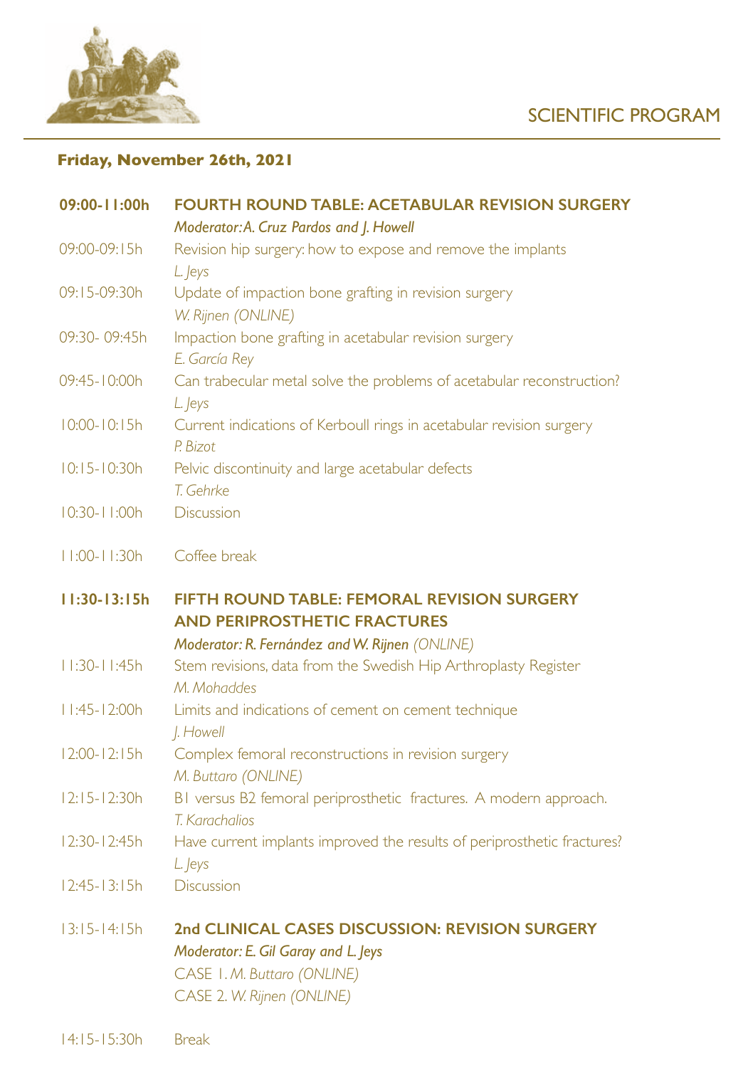# SCIENTIFIC PROGRAM

## Friday, November 26th, 2021

**09:00-11:00h** **FOURTH ROUND TABLE: ACETABULAR REVISION SURGERY**
*Moderator: A. Cruz Pardos and J. Howell*

09:00-09:15h Revision hip surgery: how to expose and remove the implants
*L. Jeys*

09:15-09:30h Update of impaction bone grafting in revision surgery
*W. Rijnen (ONLINE)*

09:30- 09:45h Impaction bone grafting in acetabular revision surgery
*E. García Rey*

09:45-10:00h Can trabecular metal solve the problems of acetabular reconstruction?
*L. Jeys*

10:00-10:15h Current indications of Kerboull rings in acetabular revision surgery
*P. Bizot*

10:15-10:30h Pelvic discontinuity and large acetabular defects
*T. Gehrke*

10:30-11:00h Discussion

11:00-11:30h Coffee break

**11:30-13:15h** **FIFTH ROUND TABLE: FEMORAL REVISION SURGERY AND PERIPROSTHETIC FRACTURES**
*Moderator: R. Fernández and W. Rijnen (ONLINE)*

11:30-11:45h Stem revisions, data from the Swedish Hip Arthroplasty Register
*M. Mohaddes*

11:45-12:00h Limits and indications of cement on cement technique
*J. Howell*

12:00-12:15h Complex femoral reconstructions in revision surgery
*M. Buttaro (ONLINE)*

12:15-12:30h B1 versus B2 femoral periprosthetic fractures. A modern approach.
*T. Karachalios*

12:30-12:45h Have current implants improved the results of periprosthetic fractures?
*L. Jeys*

12:45-13:15h Discussion

13:15-14:15h **2nd CLINICAL CASES DISCUSSION: REVISION SURGERY**
*Moderator: E. Gil Garay and L. Jeys*
CASE 1. *M. Buttaro (ONLINE)*
CASE 2. *W. Rijnen (ONLINE)*

14:15-15:30h Break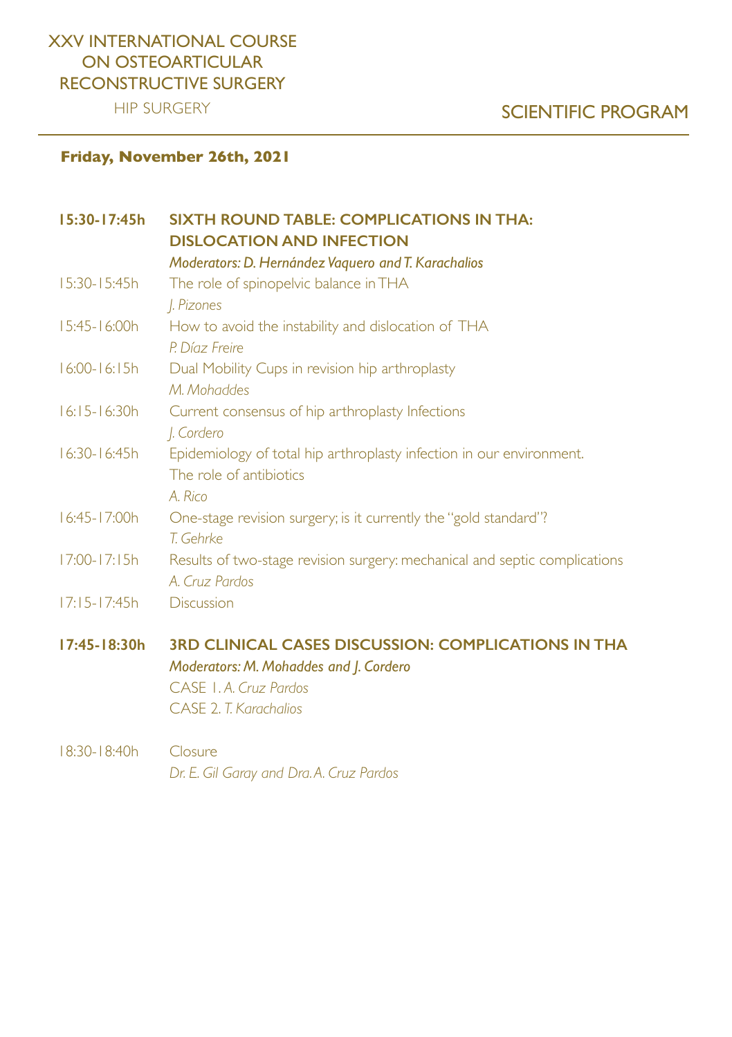XXV INTERNATIONAL COURSE ON OSTEOARTICULAR RECONSTRUCTIVE SURGERY

HIP SURGERY

# SCIENTIFIC PROGRAM

**Friday, November 26th, 2021**

**15:30-17:45h** **SIXTH ROUND TABLE: COMPLICATIONS IN THA: DISLOCATION AND INFECTION**
*Moderators: D. Hernández Vaquero and T. Karachalios*

15:30-15:45h The role of spinopelvic balance in THA
*J. Pizones*

15:45-16:00h How to avoid the instability and dislocation of THA
*P. Díaz Freire*

16:00-16:15h Dual Mobility Cups in revision hip arthroplasty
*M. Mohaddes*

16:15-16:30h Current consensus of hip arthroplasty Infections
*J. Cordero*

16:30-16:45h Epidemiology of total hip arthroplasty infection in our environment. The role of antibiotics
*A. Rico*

16:45-17:00h One-stage revision surgery; is it currently the "gold standard"?
*T. Gehrke*

17:00-17:15h Results of two-stage revision surgery: mechanical and septic complications
*A. Cruz Pardos*

17:15-17:45h Discussion

**17:45-18:30h** **3RD CLINICAL CASES DISCUSSION: COMPLICATIONS IN THA**
*Moderators: M. Mohaddes and J. Cordero*
CASE 1. *A. Cruz Pardos*
CASE 2. *T. Karachalios*

18:30-18:40h Closure
*Dr. E. Gil Garay and Dra. A. Cruz Pardos*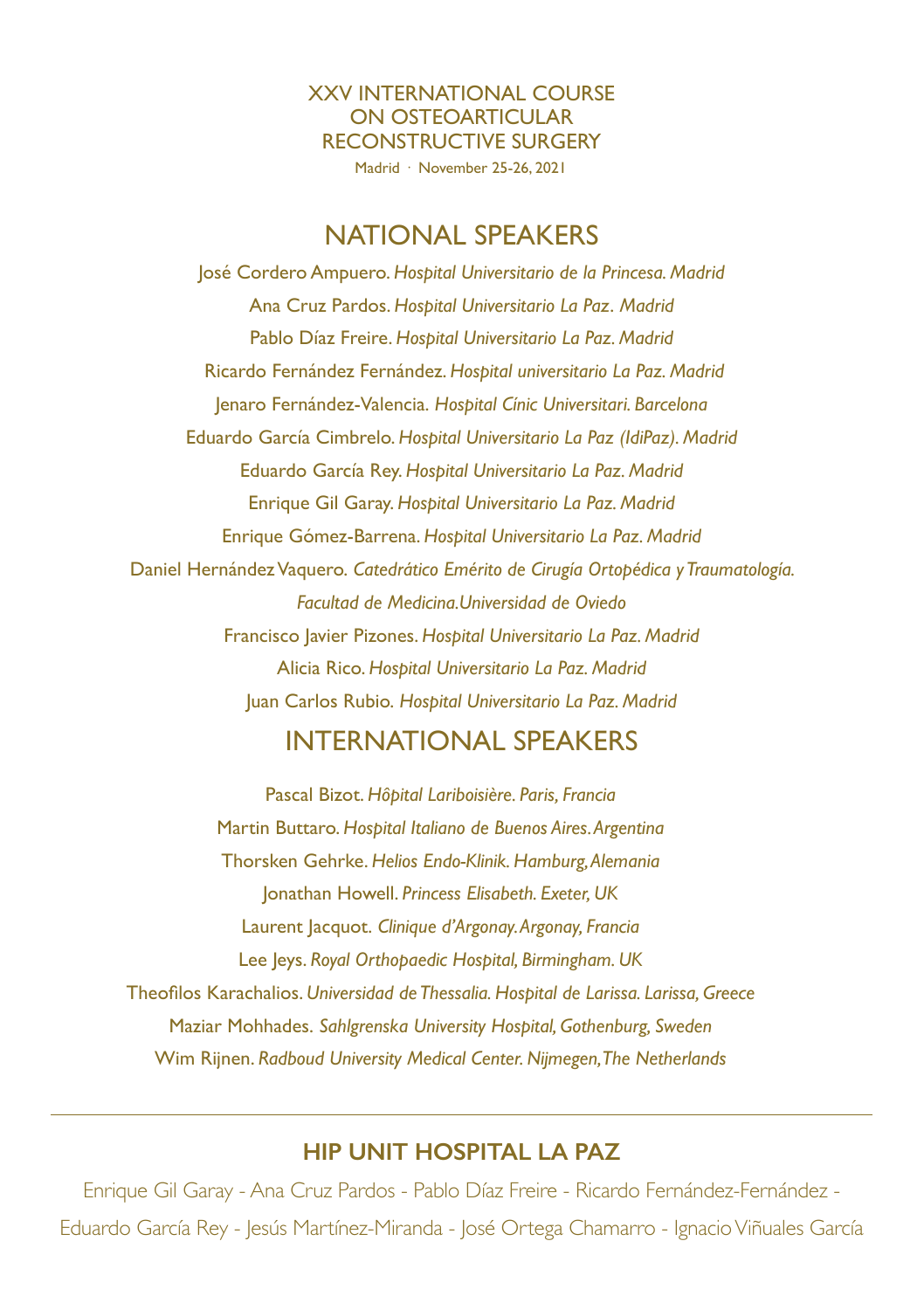XXV INTERNATIONAL COURSE
ON OSTEOARTICULAR
RECONSTRUCTIVE SURGERY

Madrid · November 25-26, 2021

## NATIONAL SPEAKERS

José Cordero Ampuero. *Hospital Universitario de la Princesa. Madrid*

Ana Cruz Pardos. *Hospital Universitario La Paz. Madrid*

Pablo Díaz Freire. *Hospital Universitario La Paz. Madrid*

Ricardo Fernández Fernández. *Hospital universitario La Paz. Madrid*

Jenaro Fernández-Valencia. *Hospital Cínic Universitari. Barcelona*

Eduardo García Cimbrelo. *Hospital Universitario La Paz (IdiPaz). Madrid*

Eduardo García Rey. *Hospital Universitario La Paz. Madrid*

Enrique Gil Garay. *Hospital Universitario La Paz. Madrid*

Enrique Gómez-Barrena. *Hospital Universitario La Paz. Madrid*

Daniel Hernández Vaquero. *Catedrático Emérito de Cirugía Ortopédica y Traumatología. Facultad de Medicina.Universidad de Oviedo*

Francisco Javier Pizones. *Hospital Universitario La Paz. Madrid*

Alicia Rico. *Hospital Universitario La Paz. Madrid*

Juan Carlos Rubio. *Hospital Universitario La Paz. Madrid*

## INTERNATIONAL SPEAKERS

Pascal Bizot. *Hôpital Lariboisière. Paris, Francia*

Martin Buttaro. *Hospital Italiano de Buenos Aires. Argentina*

Thorsken Gehrke. *Helios Endo-Klinik. Hamburg, Alemania*

Jonathan Howell. *Princess Elisabeth. Exeter, UK*

Laurent Jacquot. *Clinique d'Argonay. Argonay, Francia*

Lee Jeys. *Royal Orthopaedic Hospital, Birmingham. UK*

Theofilos Karachalios. *Universidad de Thessalia. Hospital de Larissa. Larissa, Greece*

Maziar Mohhades. *Sahlgrenska University Hospital, Gothenburg, Sweden*

Wim Rijnen. *Radboud University Medical Center. Nijmegen, The Netherlands*

---

## HIP UNIT HOSPITAL LA PAZ

Enrique Gil Garay - Ana Cruz Pardos - Pablo Díaz Freire - Ricardo Fernández-Fernández - Eduardo García Rey - Jesús Martínez-Miranda - José Ortega Chamarro - Ignacio Viñuales García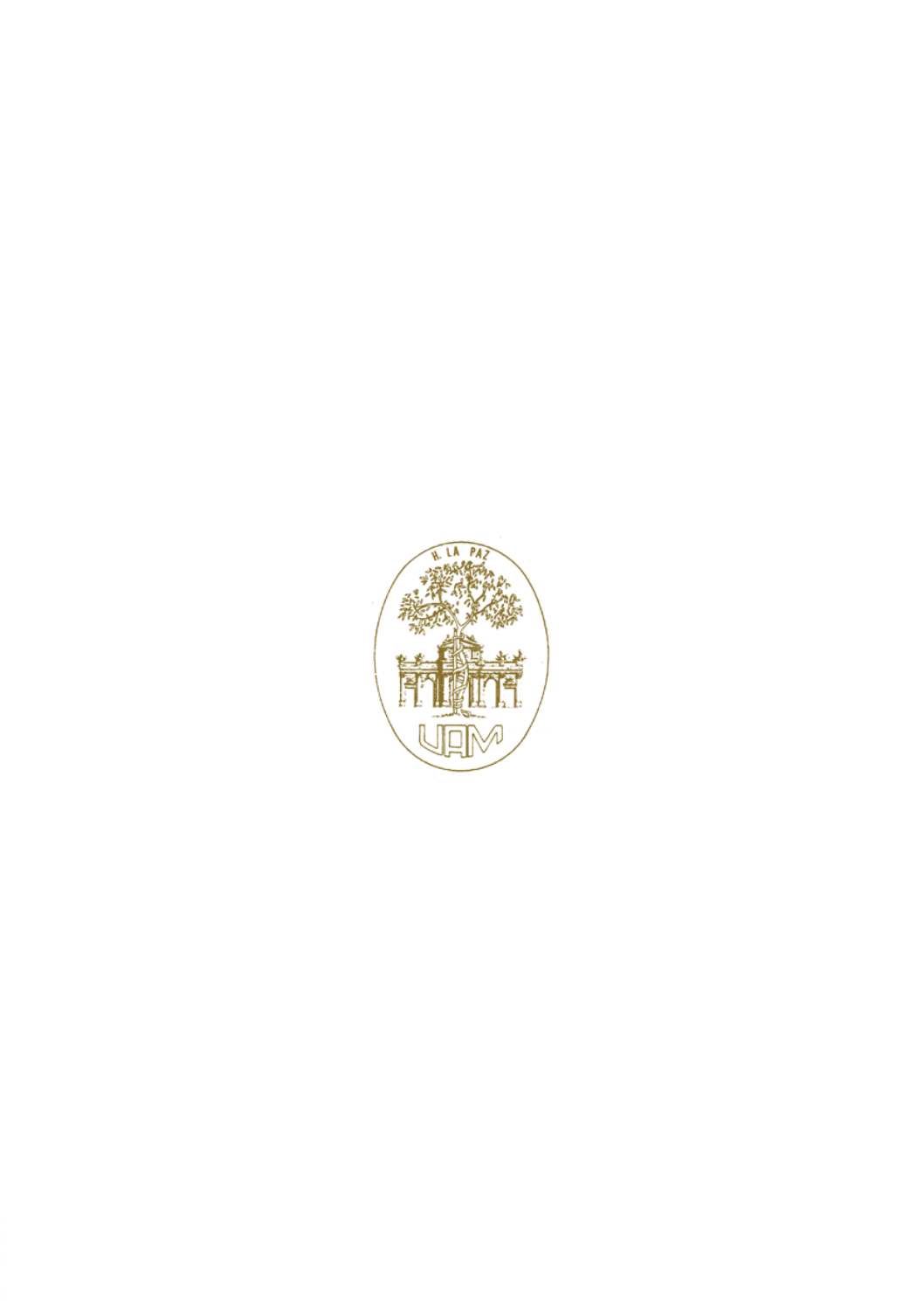H. LA PAZ

UAM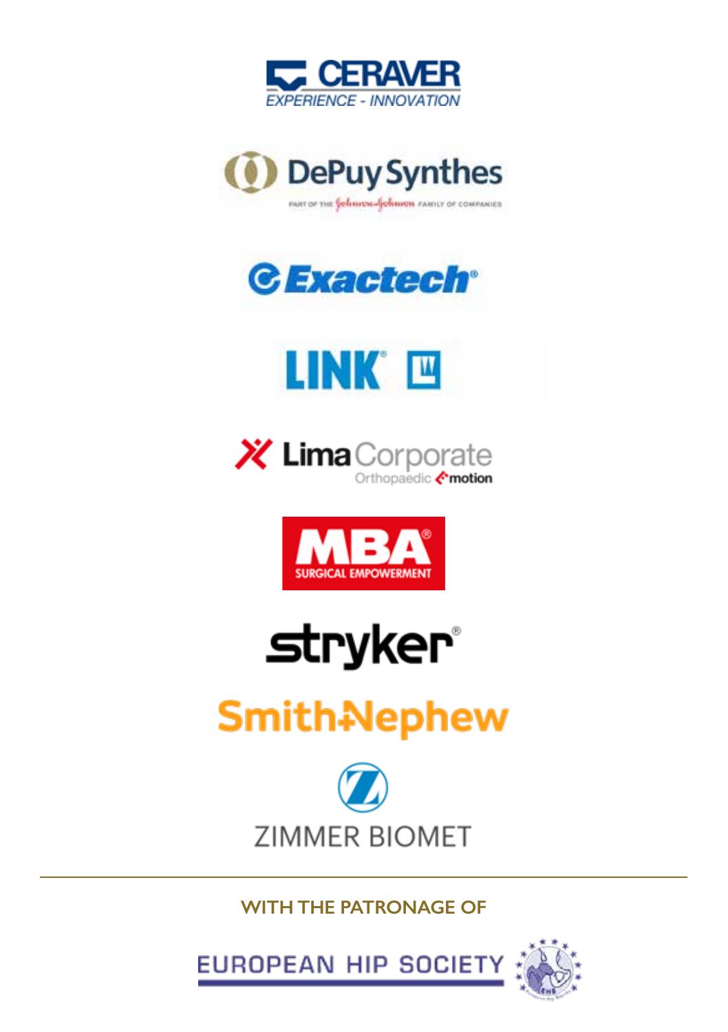CERAVER
EXPERIENCE - INNOVATION

DePuy Synthes
PART OF THE Johnson & Johnson FAMILY OF COMPANIES

Exactech

LINK

LimaCorporate
Orthopaedic emotion

MBA
SURGICAL EMPOWERMENT

stryker

Smith+Nephew

ZIMMER BIOMET

WITH THE PATRONAGE OF

EUROPEAN HIP SOCIETY